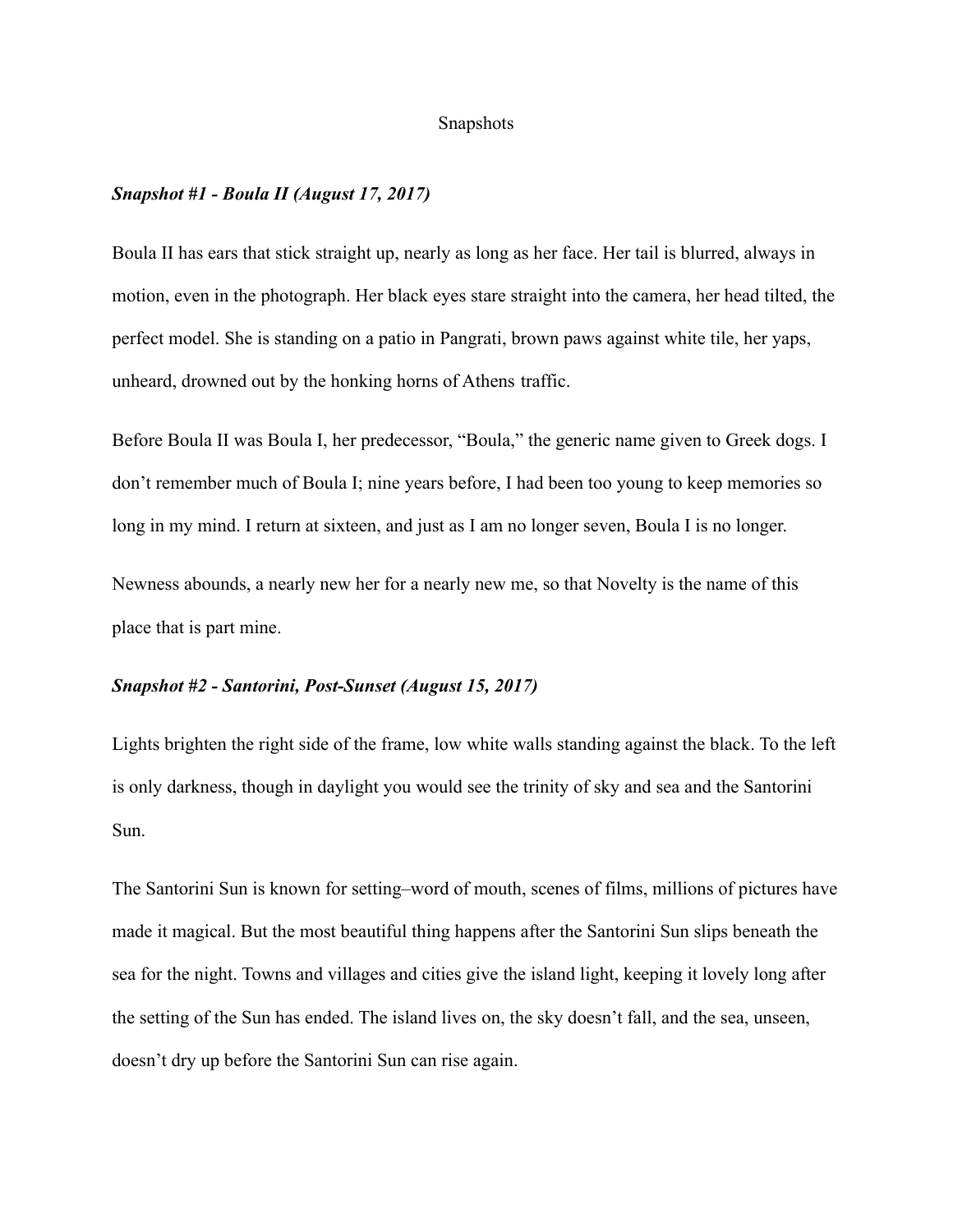# Snapshots

### *Snapshot #1 - Boula II (August 17, 2017)*

Boula II has ears that stick straight up, nearly as long as her face. Her tail is blurred, always in motion, even in the photograph. Her black eyes stare straight into the camera, her head tilted, the perfect model. She is standing on a patio in Pangrati, brown paws against white tile, her yaps, unheard, drowned out by the honking horns of Athens traffic.

Before Boula II was Boula I, her predecessor, "Boula," the generic name given to Greek dogs. I don't remember much of Boula I; nine years before, I had been too young to keep memories so long in my mind. I return at sixteen, and just as I am no longer seven, Boula I is no longer.

Newness abounds, a nearly new her for a nearly new me, so that Novelty is the name of this place that is part mine.

### *Snapshot #2 - Santorini, Post-Sunset (August 15, 2017)*

Lights brighten the right side of the frame, low white walls standing against the black. To the left is only darkness, though in daylight you would see the trinity of sky and sea and the Santorini Sun.

The Santorini Sun is known for setting–word of mouth, scenes of films, millions of pictures have made it magical. But the most beautiful thing happens after the Santorini Sun slips beneath the sea for the night. Towns and villages and cities give the island light, keeping it lovely long after the setting of the Sun has ended. The island lives on, the sky doesn't fall, and the sea, unseen, doesn't dry up before the Santorini Sun can rise again.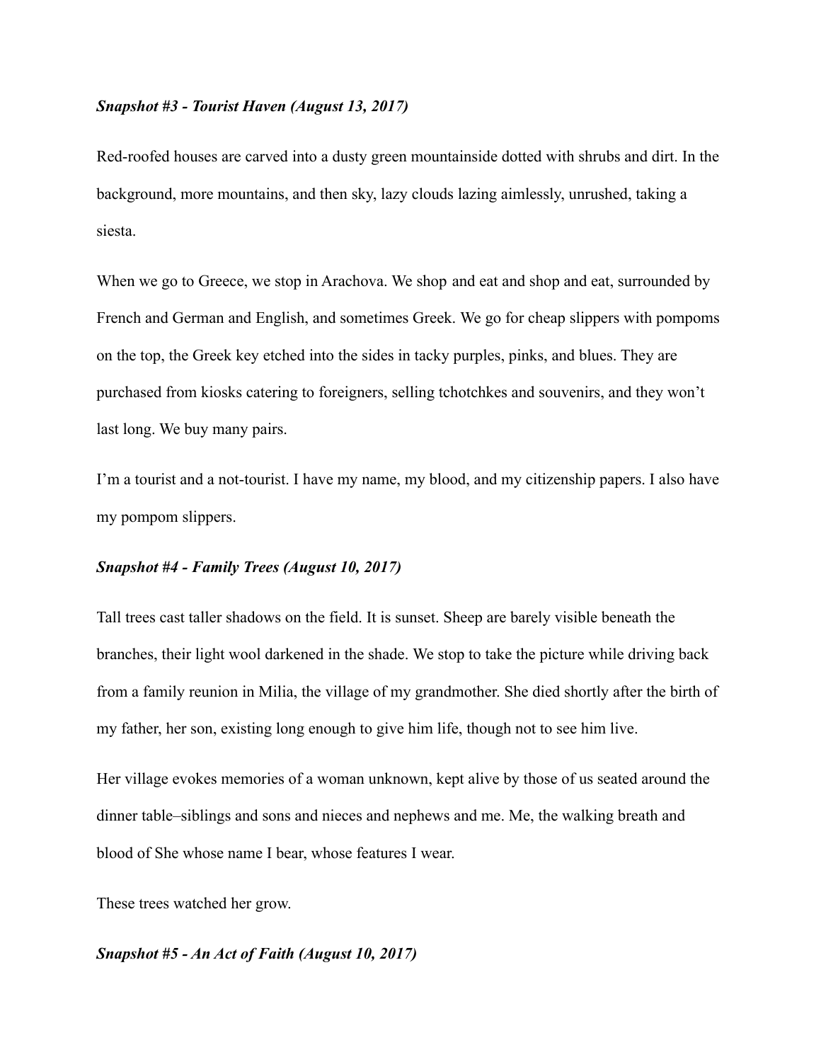### *Snapshot #3 - Tourist Haven (August 13, 2017)*

Red-roofed houses are carved into a dusty green mountainside dotted with shrubs and dirt. In the background, more mountains, and then sky, lazy clouds lazing aimlessly, unrushed, taking a siesta.

When we go to Greece, we stop in Arachova. We shop and eat and shop and eat, surrounded by French and German and English, and sometimes Greek. We go for cheap slippers with pompoms on the top, the Greek key etched into the sides in tacky purples, pinks, and blues. They are purchased from kiosks catering to foreigners, selling tchotchkes and souvenirs, and they won't last long. We buy many pairs.

I'm a tourist and a not-tourist. I have my name, my blood, and my citizenship papers. I also have my pompom slippers.

### *Snapshot #4 - Family Trees (August 10, 2017)*

Tall trees cast taller shadows on the field. It is sunset. Sheep are barely visible beneath the branches, their light wool darkened in the shade. We stop to take the picture while driving back from a family reunion in Milia, the village of my grandmother. She died shortly after the birth of my father, her son, existing long enough to give him life, though not to see him live.

Her village evokes memories of a woman unknown, kept alive by those of us seated around the dinner table–siblings and sons and nieces and nephews and me. Me, the walking breath and blood of She whose name I bear, whose features I wear.

These trees watched her grow.

### *Snapshot #5 - An Act of Faith (August 10, 2017)*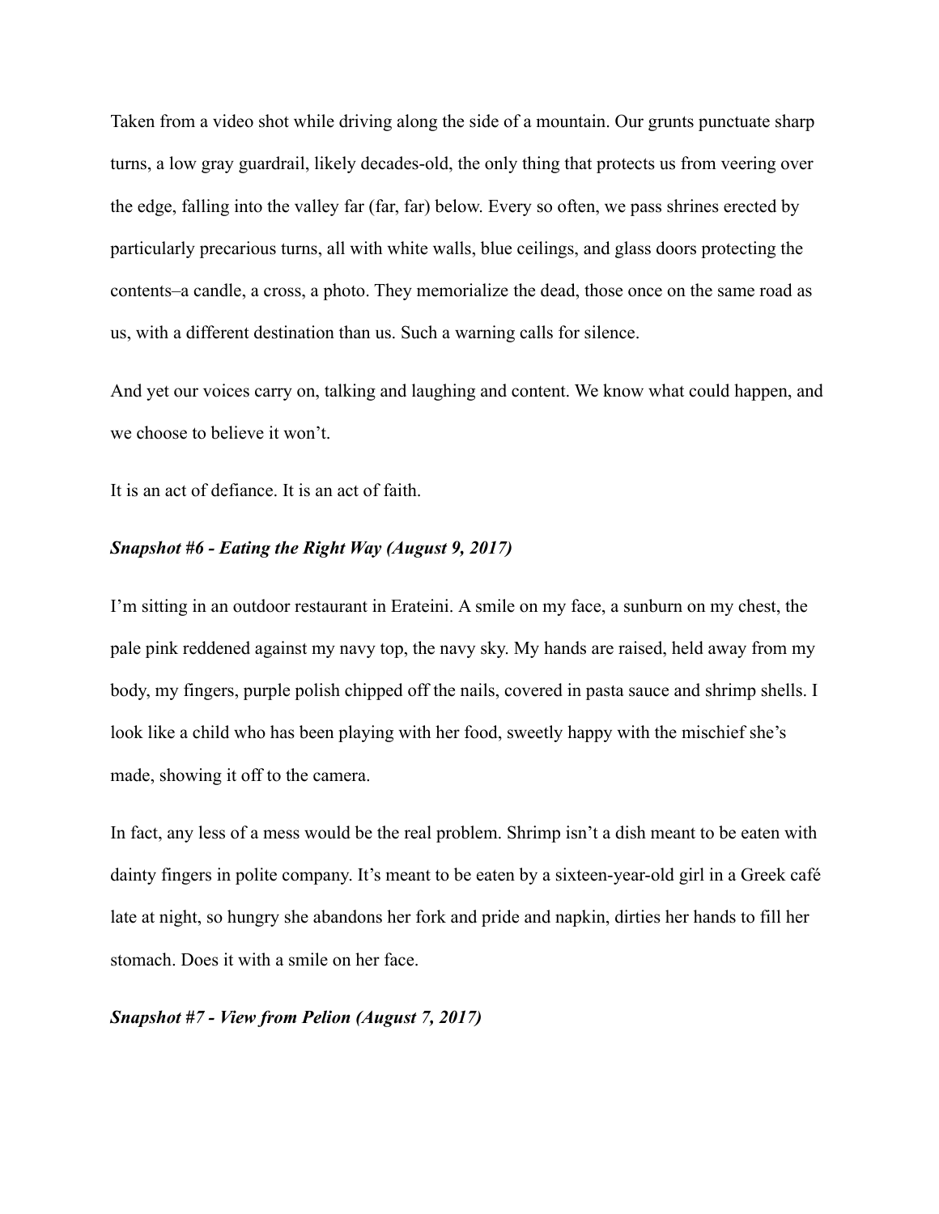Taken from a video shot while driving along the side of a mountain. Our grunts punctuate sharp turns, a low gray guardrail, likely decades-old, the only thing that protects us from veering over the edge, falling into the valley far (far, far) below. Every so often, we pass shrines erected by particularly precarious turns, all with white walls, blue ceilings, and glass doors protecting the contents–a candle, a cross, a photo. They memorialize the dead, those once on the same road as us, with a different destination than us. Such a warning calls for silence.

And yet our voices carry on, talking and laughing and content. We know what could happen, and we choose to believe it won't.

It is an act of defiance. It is an act of faith.

***Snapshot #6 - Eating the Right Way (August 9, 2017)***

I'm sitting in an outdoor restaurant in Erateini. A smile on my face, a sunburn on my chest, the pale pink reddened against my navy top, the navy sky. My hands are raised, held away from my body, my fingers, purple polish chipped off the nails, covered in pasta sauce and shrimp shells. I look like a child who has been playing with her food, sweetly happy with the mischief she's made, showing it off to the camera.

In fact, any less of a mess would be the real problem. Shrimp isn't a dish meant to be eaten with dainty fingers in polite company. It's meant to be eaten by a sixteen-year-old girl in a Greek café late at night, so hungry she abandons her fork and pride and napkin, dirties her hands to fill her stomach. Does it with a smile on her face.

***Snapshot #7 - View from Pelion (August 7, 2017)***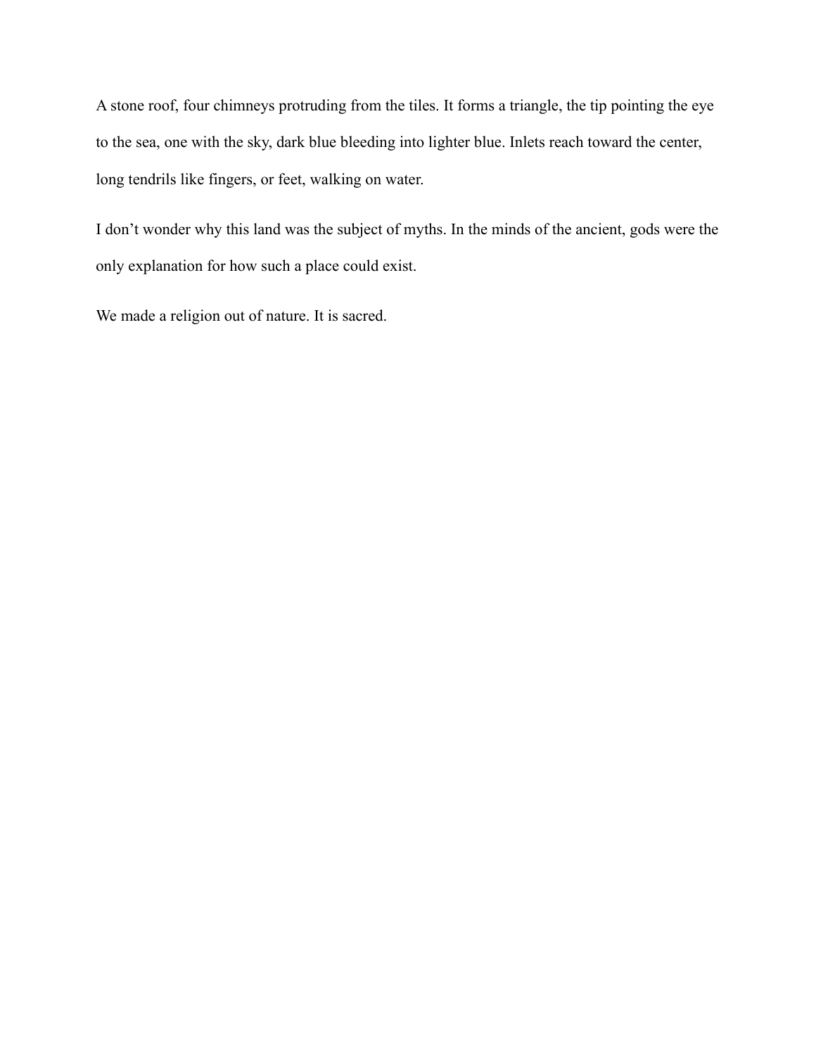A stone roof, four chimneys protruding from the tiles. It forms a triangle, the tip pointing the eye to the sea, one with the sky, dark blue bleeding into lighter blue. Inlets reach toward the center, long tendrils like fingers, or feet, walking on water.

I don't wonder why this land was the subject of myths. In the minds of the ancient, gods were the only explanation for how such a place could exist.

We made a religion out of nature. It is sacred.